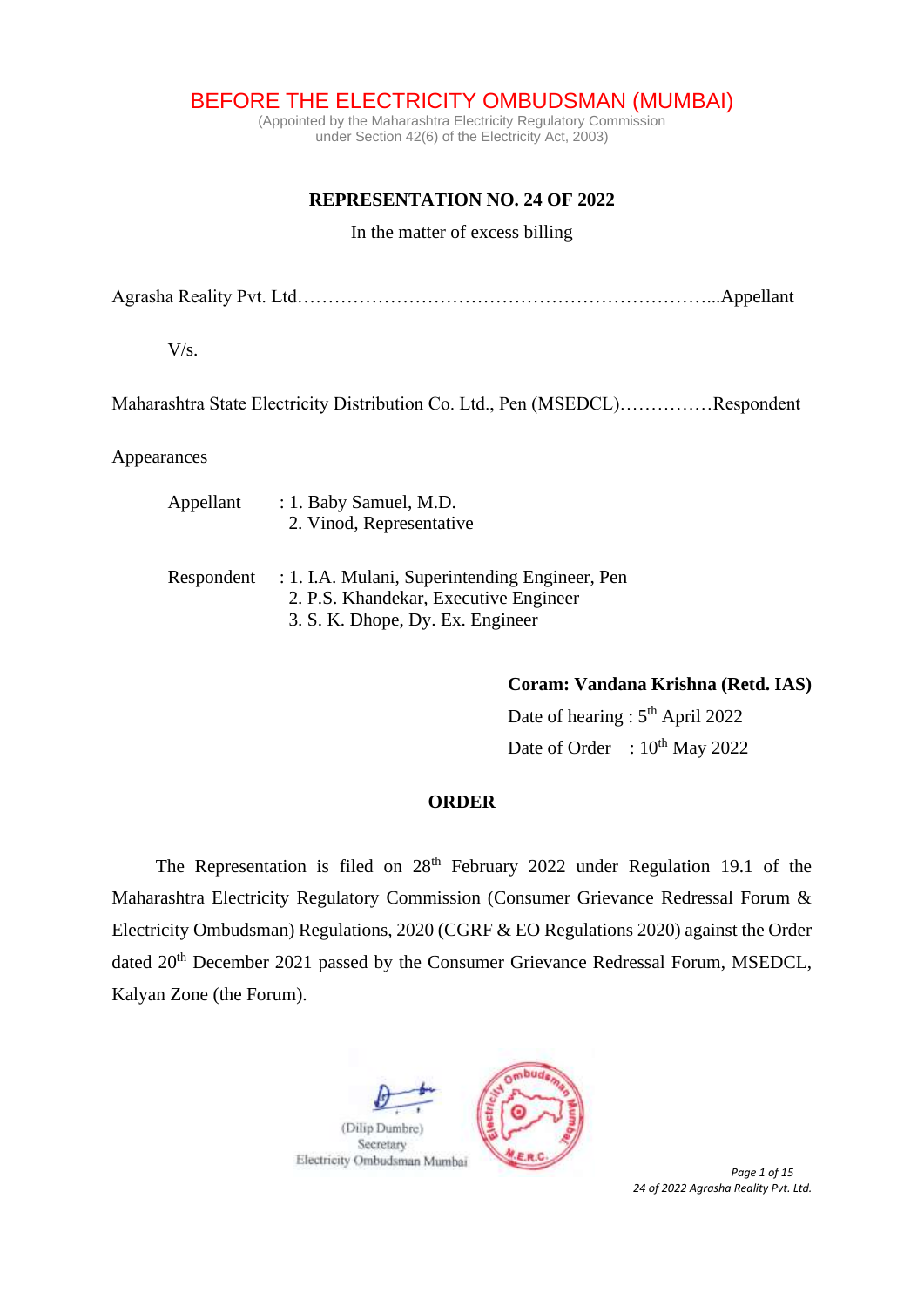# BEFORE THE ELECTRICITY OMBUDSMAN (MUMBAI)

(Appointed by the Maharashtra Electricity Regulatory Commission
under Section 42(6) of the Electricity Act, 2003)

**REPRESENTATION NO. 24 OF 2022**

In the matter of excess billing

Agrasha Reality Pvt. Ltd.…………………………………………………………...Appellant

V/s.

Maharashtra State Electricity Distribution Co. Ltd., Pen (MSEDCL)……………Respondent

Appearances

Appellant : 1. Baby Samuel, M.D.
2. Vinod, Representative

Respondent : 1. I.A. Mulani, Superintending Engineer, Pen
2. P.S. Khandekar, Executive Engineer
3. S. K. Dhope, Dy. Ex. Engineer

**Coram: Vandana Krishna (Retd. IAS)**

Date of hearing : 5th April 2022

Date of Order : 10th May 2022

**ORDER**

The Representation is filed on 28th February 2022 under Regulation 19.1 of the Maharashtra Electricity Regulatory Commission (Consumer Grievance Redressal Forum & Electricity Ombudsman) Regulations, 2020 (CGRF & EO Regulations 2020) against the Order dated 20th December 2021 passed by the Consumer Grievance Redressal Forum, MSEDCL, Kalyan Zone (the Forum).

(Dilip Dumbre)
Secretary
Electricity Ombudsman Mumbai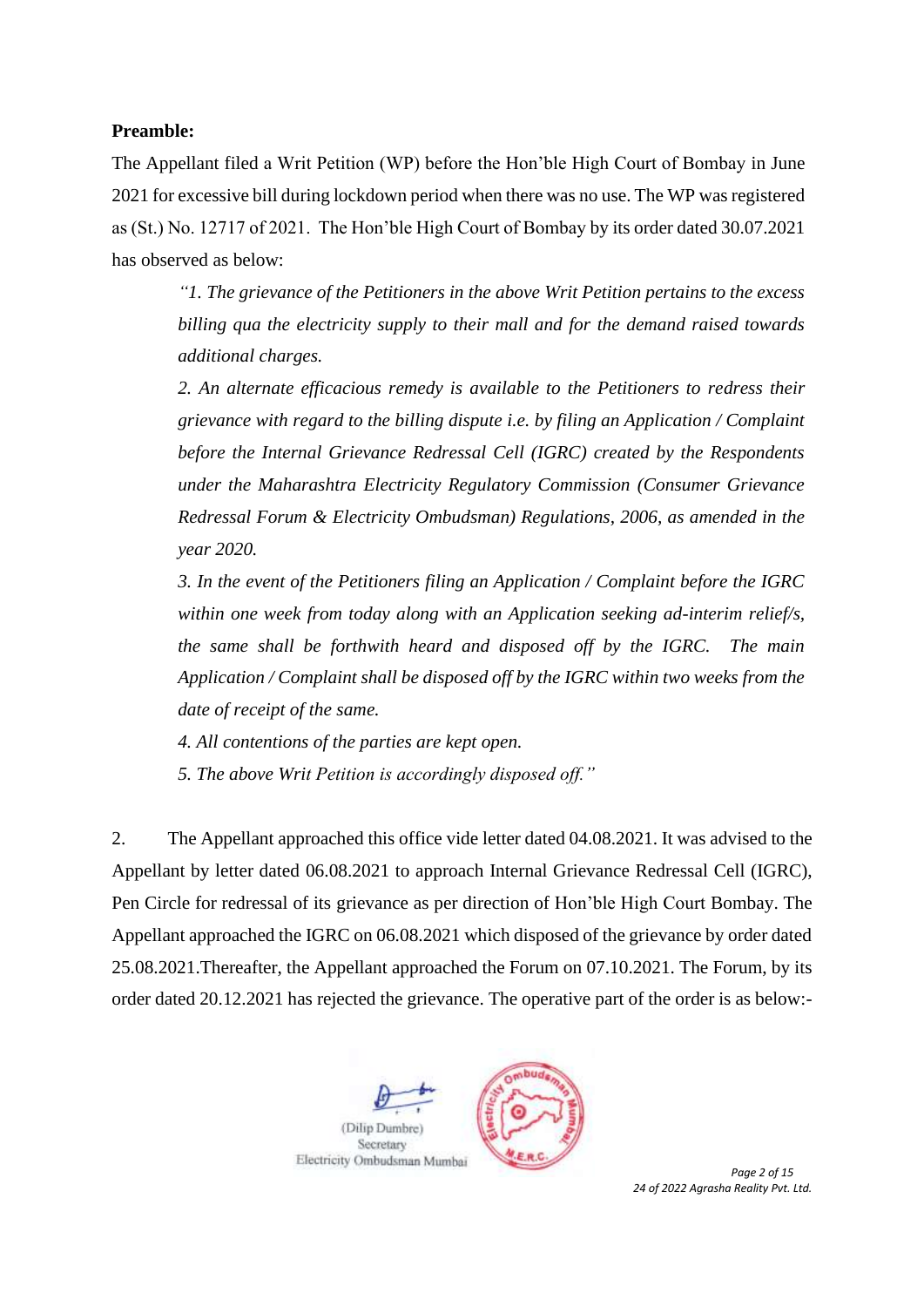**Preamble:**

The Appellant filed a Writ Petition (WP) before the Hon'ble High Court of Bombay in June 2021 for excessive bill during lockdown period when there was no use. The WP was registered as (St.) No. 12717 of 2021. The Hon'ble High Court of Bombay by its order dated 30.07.2021 has observed as below:

> *"1. The grievance of the Petitioners in the above Writ Petition pertains to the excess billing qua the electricity supply to their mall and for the demand raised towards additional charges.*
>
> *2. An alternate efficacious remedy is available to the Petitioners to redress their grievance with regard to the billing dispute i.e. by filing an Application / Complaint before the Internal Grievance Redressal Cell (IGRC) created by the Respondents under the Maharashtra Electricity Regulatory Commission (Consumer Grievance Redressal Forum & Electricity Ombudsman) Regulations, 2006, as amended in the year 2020.*
>
> *3. In the event of the Petitioners filing an Application / Complaint before the IGRC within one week from today along with an Application seeking ad-interim relief/s, the same shall be forthwith heard and disposed off by the IGRC. The main Application / Complaint shall be disposed off by the IGRC within two weeks from the date of receipt of the same.*
>
> *4. All contentions of the parties are kept open.*
>
> *5. The above Writ Petition is accordingly disposed off."*

2. The Appellant approached this office vide letter dated 04.08.2021. It was advised to the Appellant by letter dated 06.08.2021 to approach Internal Grievance Redressal Cell (IGRC), Pen Circle for redressal of its grievance as per direction of Hon'ble High Court Bombay. The Appellant approached the IGRC on 06.08.2021 which disposed of the grievance by order dated 25.08.2021.Thereafter, the Appellant approached the Forum on 07.10.2021. The Forum, by its order dated 20.12.2021 has rejected the grievance. The operative part of the order is as below:-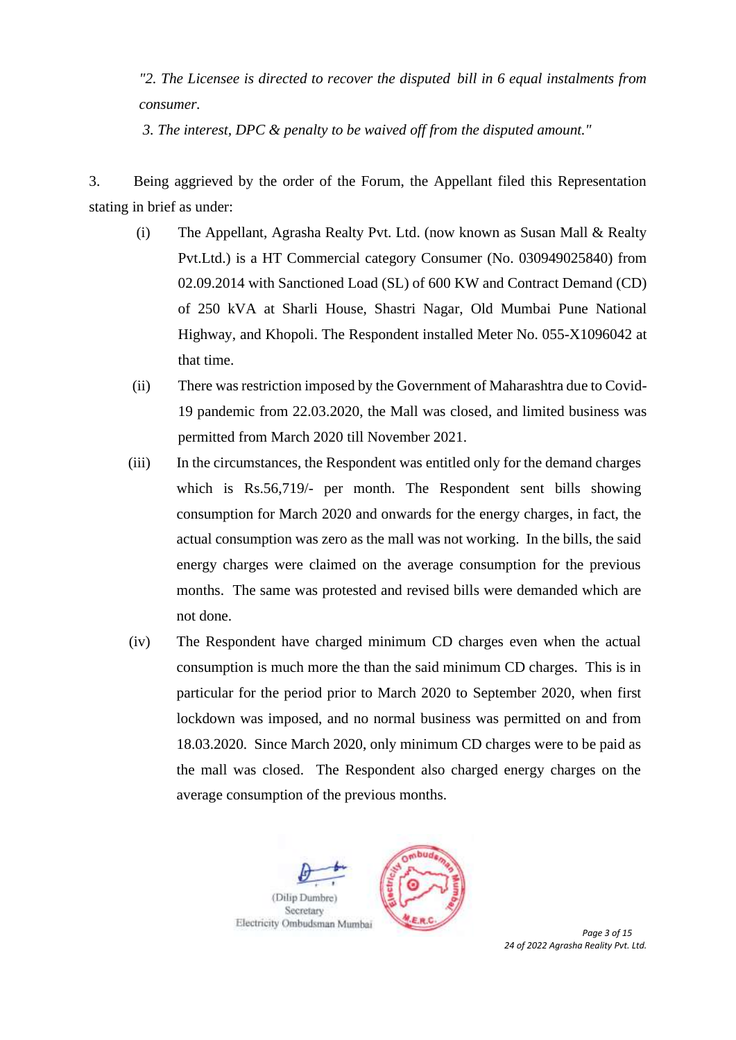*"2. The Licensee is directed to recover the disputed bill in 6 equal instalments from consumer.*

*3. The interest, DPC & penalty to be waived off from the disputed amount."*

3. Being aggrieved by the order of the Forum, the Appellant filed this Representation stating in brief as under:

(i) The Appellant, Agrasha Realty Pvt. Ltd. (now known as Susan Mall & Realty Pvt.Ltd.) is a HT Commercial category Consumer (No. 030949025840) from 02.09.2014 with Sanctioned Load (SL) of 600 KW and Contract Demand (CD) of 250 kVA at Sharli House, Shastri Nagar, Old Mumbai Pune National Highway, and Khopoli. The Respondent installed Meter No. 055-X1096042 at that time.

(ii) There was restriction imposed by the Government of Maharashtra due to Covid-19 pandemic from 22.03.2020, the Mall was closed, and limited business was permitted from March 2020 till November 2021.

(iii) In the circumstances, the Respondent was entitled only for the demand charges which is Rs.56,719/- per month. The Respondent sent bills showing consumption for March 2020 and onwards for the energy charges, in fact, the actual consumption was zero as the mall was not working. In the bills, the said energy charges were claimed on the average consumption for the previous months. The same was protested and revised bills were demanded which are not done.

(iv) The Respondent have charged minimum CD charges even when the actual consumption is much more the than the said minimum CD charges. This is in particular for the period prior to March 2020 to September 2020, when first lockdown was imposed, and no normal business was permitted on and from 18.03.2020. Since March 2020, only minimum CD charges were to be paid as the mall was closed. The Respondent also charged energy charges on the average consumption of the previous months.

(Dilip Dumbre)
Secretary
Electricity Ombudsman Mumbai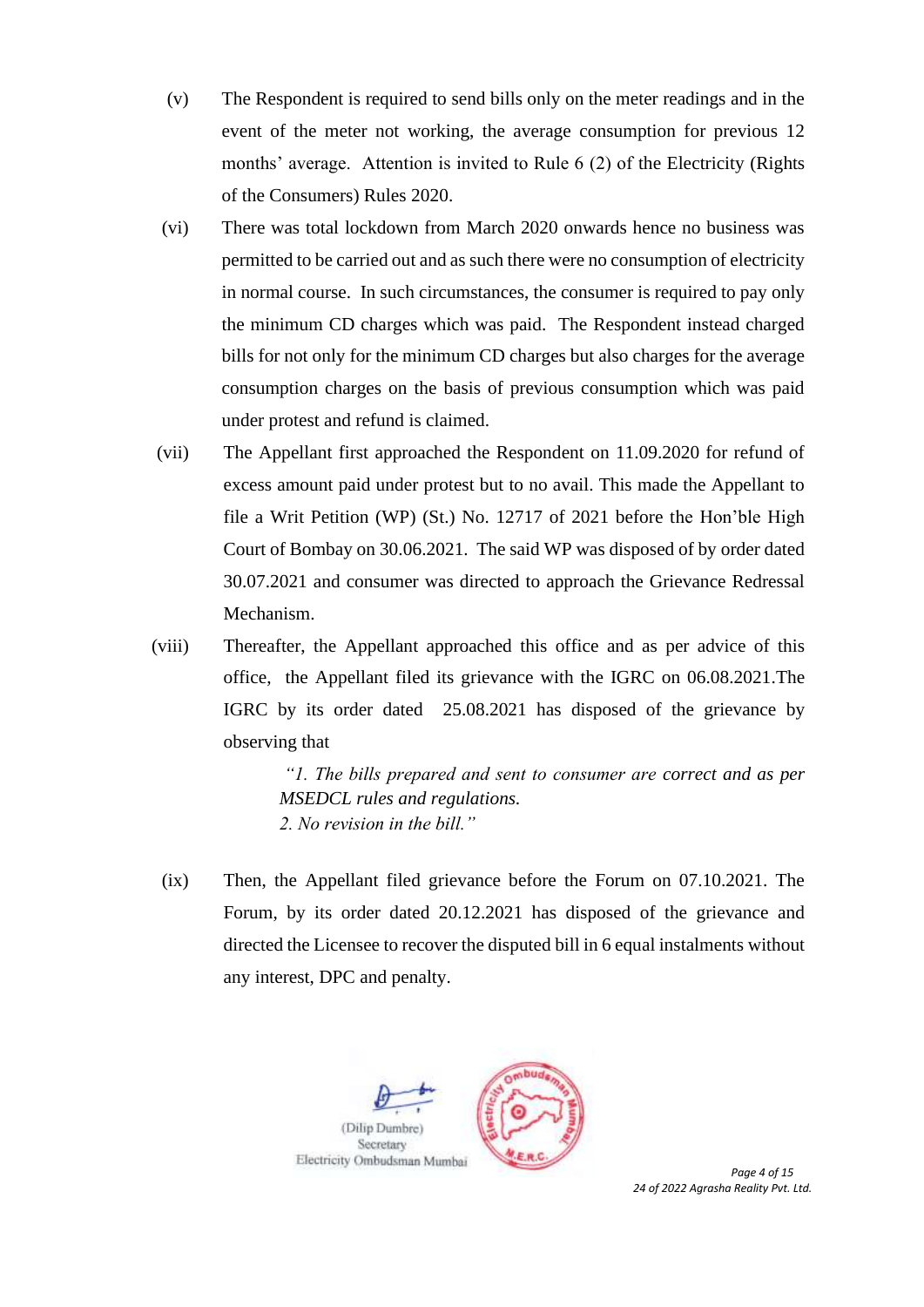(v) The Respondent is required to send bills only on the meter readings and in the event of the meter not working, the average consumption for previous 12 months' average. Attention is invited to Rule 6 (2) of the Electricity (Rights of the Consumers) Rules 2020.

(vi) There was total lockdown from March 2020 onwards hence no business was permitted to be carried out and as such there were no consumption of electricity in normal course. In such circumstances, the consumer is required to pay only the minimum CD charges which was paid. The Respondent instead charged bills for not only for the minimum CD charges but also charges for the average consumption charges on the basis of previous consumption which was paid under protest and refund is claimed.

(vii) The Appellant first approached the Respondent on 11.09.2020 for refund of excess amount paid under protest but to no avail. This made the Appellant to file a Writ Petition (WP) (St.) No. 12717 of 2021 before the Hon'ble High Court of Bombay on 30.06.2021. The said WP was disposed of by order dated 30.07.2021 and consumer was directed to approach the Grievance Redressal Mechanism.

(viii) Thereafter, the Appellant approached this office and as per advice of this office, the Appellant filed its grievance with the IGRC on 06.08.2021.The IGRC by its order dated 25.08.2021 has disposed of the grievance by observing that

> *"1. The bills prepared and sent to consumer are correct and as per MSEDCL rules and regulations.*
> *2. No revision in the bill."*

(ix) Then, the Appellant filed grievance before the Forum on 07.10.2021. The Forum, by its order dated 20.12.2021 has disposed of the grievance and directed the Licensee to recover the disputed bill in 6 equal instalments without any interest, DPC and penalty.

(Dilip Dumbre)
Secretary
Electricity Ombudsman Mumbai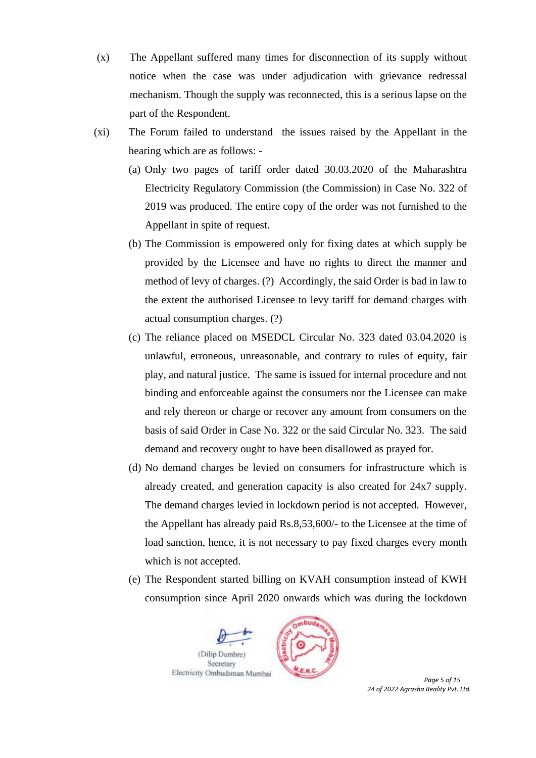(x) The Appellant suffered many times for disconnection of its supply without notice when the case was under adjudication with grievance redressal mechanism. Though the supply was reconnected, this is a serious lapse on the part of the Respondent.

(xi) The Forum failed to understand the issues raised by the Appellant in the hearing which are as follows: -

(a) Only two pages of tariff order dated 30.03.2020 of the Maharashtra Electricity Regulatory Commission (the Commission) in Case No. 322 of 2019 was produced. The entire copy of the order was not furnished to the Appellant in spite of request.

(b) The Commission is empowered only for fixing dates at which supply be provided by the Licensee and have no rights to direct the manner and method of levy of charges. (?) Accordingly, the said Order is bad in law to the extent the authorised Licensee to levy tariff for demand charges with actual consumption charges. (?)

(c) The reliance placed on MSEDCL Circular No. 323 dated 03.04.2020 is unlawful, erroneous, unreasonable, and contrary to rules of equity, fair play, and natural justice. The same is issued for internal procedure and not binding and enforceable against the consumers nor the Licensee can make and rely thereon or charge or recover any amount from consumers on the basis of said Order in Case No. 322 or the said Circular No. 323. The said demand and recovery ought to have been disallowed as prayed for.

(d) No demand charges be levied on consumers for infrastructure which is already created, and generation capacity is also created for 24x7 supply. The demand charges levied in lockdown period is not accepted. However, the Appellant has already paid Rs.8,53,600/- to the Licensee at the time of load sanction, hence, it is not necessary to pay fixed charges every month which is not accepted.

(e) The Respondent started billing on KVAH consumption instead of KWH consumption since April 2020 onwards which was during the lockdown

(Dilip Dumbre)
Secretary
Electricity Ombudsman Mumbai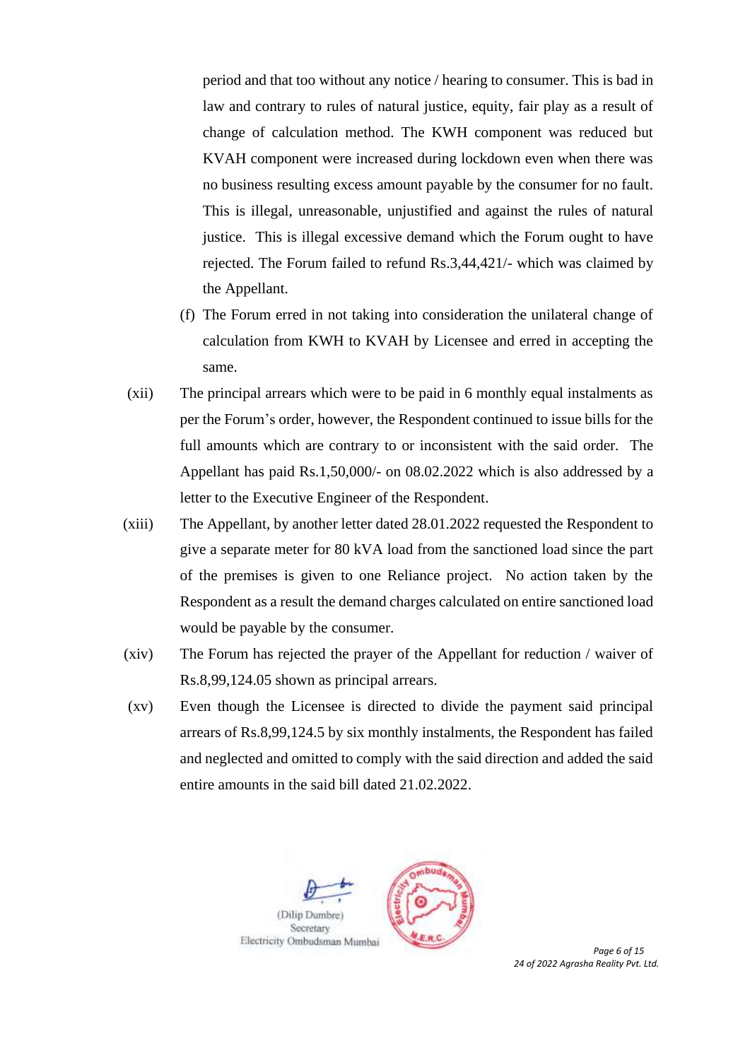period and that too without any notice / hearing to consumer. This is bad in law and contrary to rules of natural justice, equity, fair play as a result of change of calculation method. The KWH component was reduced but KVAH component were increased during lockdown even when there was no business resulting excess amount payable by the consumer for no fault. This is illegal, unreasonable, unjustified and against the rules of natural justice. This is illegal excessive demand which the Forum ought to have rejected. The Forum failed to refund Rs.3,44,421/- which was claimed by the Appellant.

(f) The Forum erred in not taking into consideration the unilateral change of calculation from KWH to KVAH by Licensee and erred in accepting the same.

(xii) The principal arrears which were to be paid in 6 monthly equal instalments as per the Forum's order, however, the Respondent continued to issue bills for the full amounts which are contrary to or inconsistent with the said order. The Appellant has paid Rs.1,50,000/- on 08.02.2022 which is also addressed by a letter to the Executive Engineer of the Respondent.

(xiii) The Appellant, by another letter dated 28.01.2022 requested the Respondent to give a separate meter for 80 kVA load from the sanctioned load since the part of the premises is given to one Reliance project. No action taken by the Respondent as a result the demand charges calculated on entire sanctioned load would be payable by the consumer.

(xiv) The Forum has rejected the prayer of the Appellant for reduction / waiver of Rs.8,99,124.05 shown as principal arrears.

(xv) Even though the Licensee is directed to divide the payment said principal arrears of Rs.8,99,124.5 by six monthly instalments, the Respondent has failed and neglected and omitted to comply with the said direction and added the said entire amounts in the said bill dated 21.02.2022.

(Dilip Dumbre)
Secretary
Electricity Ombudsman Mumbai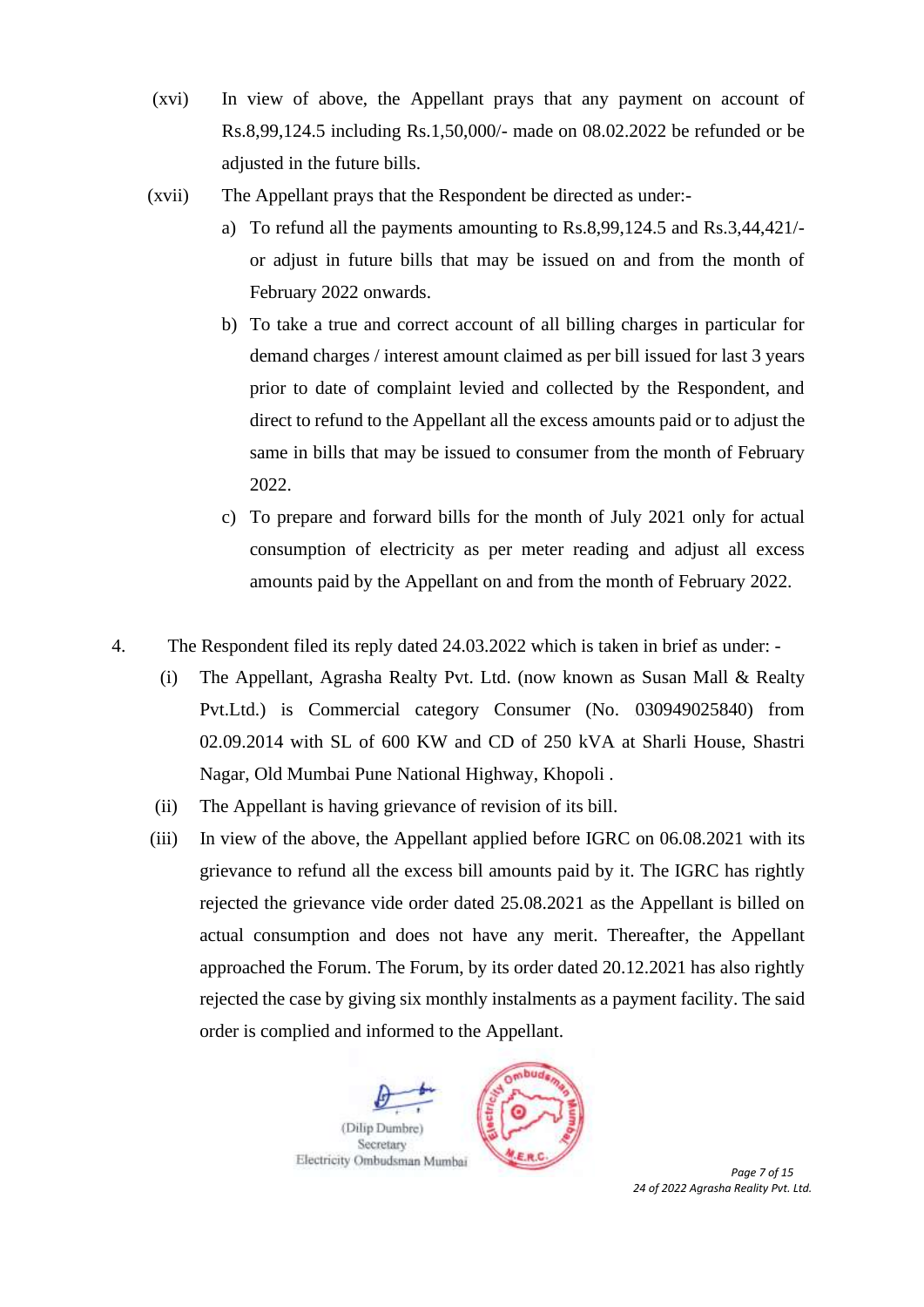(xvi) In view of above, the Appellant prays that any payment on account of Rs.8,99,124.5 including Rs.1,50,000/- made on 08.02.2022 be refunded or be adjusted in the future bills.

(xvii) The Appellant prays that the Respondent be directed as under:-

a) To refund all the payments amounting to Rs.8,99,124.5 and Rs.3,44,421/- or adjust in future bills that may be issued on and from the month of February 2022 onwards.

b) To take a true and correct account of all billing charges in particular for demand charges / interest amount claimed as per bill issued for last 3 years prior to date of complaint levied and collected by the Respondent, and direct to refund to the Appellant all the excess amounts paid or to adjust the same in bills that may be issued to consumer from the month of February 2022.

c) To prepare and forward bills for the month of July 2021 only for actual consumption of electricity as per meter reading and adjust all excess amounts paid by the Appellant on and from the month of February 2022.

4. The Respondent filed its reply dated 24.03.2022 which is taken in brief as under: -

(i) The Appellant, Agrasha Realty Pvt. Ltd. (now known as Susan Mall & Realty Pvt.Ltd.) is Commercial category Consumer (No. 030949025840) from 02.09.2014 with SL of 600 KW and CD of 250 kVA at Sharli House, Shastri Nagar, Old Mumbai Pune National Highway, Khopoli .

(ii) The Appellant is having grievance of revision of its bill.

(iii) In view of the above, the Appellant applied before IGRC on 06.08.2021 with its grievance to refund all the excess bill amounts paid by it. The IGRC has rightly rejected the grievance vide order dated 25.08.2021 as the Appellant is billed on actual consumption and does not have any merit. Thereafter, the Appellant approached the Forum. The Forum, by its order dated 20.12.2021 has also rightly rejected the case by giving six monthly instalments as a payment facility. The said order is complied and informed to the Appellant.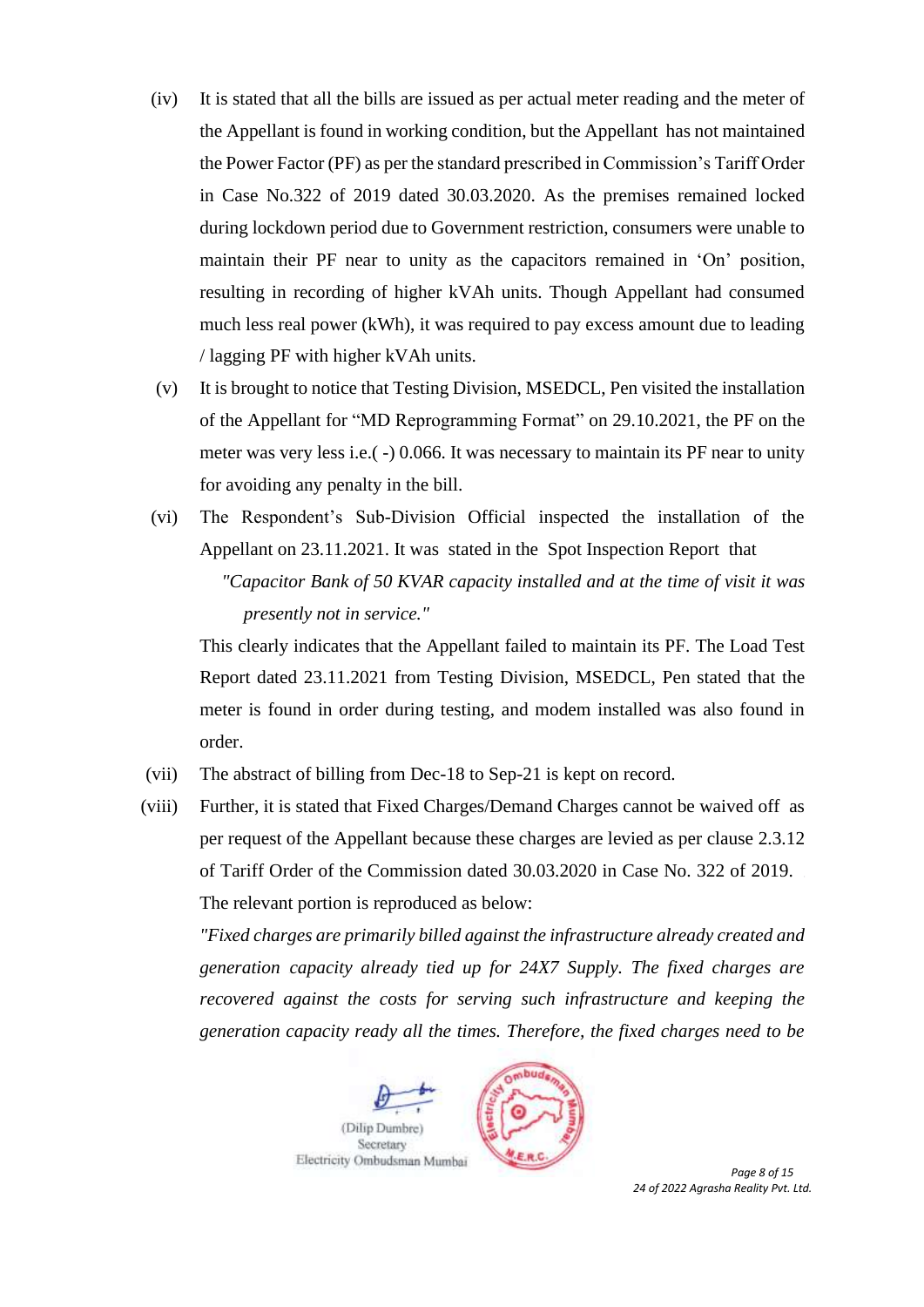(iv) It is stated that all the bills are issued as per actual meter reading and the meter of the Appellant is found in working condition, but the Appellant has not maintained the Power Factor (PF) as per the standard prescribed in Commission's Tariff Order in Case No.322 of 2019 dated 30.03.2020. As the premises remained locked during lockdown period due to Government restriction, consumers were unable to maintain their PF near to unity as the capacitors remained in 'On' position, resulting in recording of higher kVAh units. Though Appellant had consumed much less real power (kWh), it was required to pay excess amount due to leading / lagging PF with higher kVAh units.

(v) It is brought to notice that Testing Division, MSEDCL, Pen visited the installation of the Appellant for "MD Reprogramming Format" on 29.10.2021, the PF on the meter was very less i.e.( -) 0.066. It was necessary to maintain its PF near to unity for avoiding any penalty in the bill.

(vi) The Respondent's Sub-Division Official inspected the installation of the Appellant on 23.11.2021. It was stated in the Spot Inspection Report that

> *"Capacitor Bank of 50 KVAR capacity installed and at the time of visit it was presently not in service."*

This clearly indicates that the Appellant failed to maintain its PF. The Load Test Report dated 23.11.2021 from Testing Division, MSEDCL, Pen stated that the meter is found in order during testing, and modem installed was also found in order.

(vii) The abstract of billing from Dec-18 to Sep-21 is kept on record.

(viii) Further, it is stated that Fixed Charges/Demand Charges cannot be waived off as per request of the Appellant because these charges are levied as per clause 2.3.12 of Tariff Order of the Commission dated 30.03.2020 in Case No. 322 of 2019. The relevant portion is reproduced as below:

*"Fixed charges are primarily billed against the infrastructure already created and generation capacity already tied up for 24X7 Supply. The fixed charges are recovered against the costs for serving such infrastructure and keeping the generation capacity ready all the times. Therefore, the fixed charges need to be*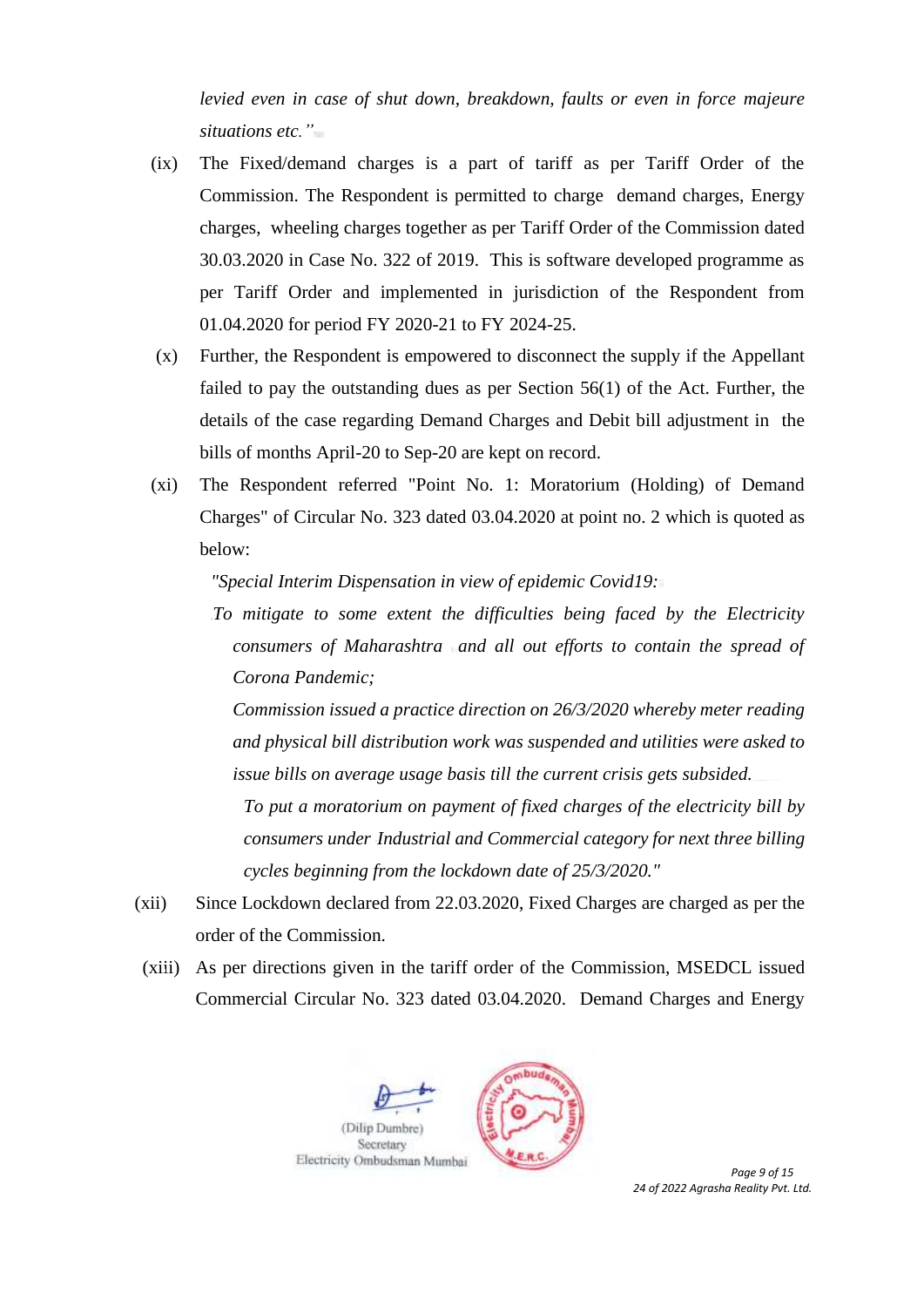*levied even in case of shut down, breakdown, faults or even in force majeure situations etc."*

(ix) The Fixed/demand charges is a part of tariff as per Tariff Order of the Commission. The Respondent is permitted to charge demand charges, Energy charges, wheeling charges together as per Tariff Order of the Commission dated 30.03.2020 in Case No. 322 of 2019. This is software developed programme as per Tariff Order and implemented in jurisdiction of the Respondent from 01.04.2020 for period FY 2020-21 to FY 2024-25.

(x) Further, the Respondent is empowered to disconnect the supply if the Appellant failed to pay the outstanding dues as per Section 56(1) of the Act. Further, the details of the case regarding Demand Charges and Debit bill adjustment in the bills of months April-20 to Sep-20 are kept on record.

(xi) The Respondent referred "Point No. 1: Moratorium (Holding) of Demand Charges" of Circular No. 323 dated 03.04.2020 at point no. 2 which is quoted as below:

*"Special Interim Dispensation in view of epidemic Covid19:*

*To mitigate to some extent the difficulties being faced by the Electricity consumers of Maharashtra and all out efforts to contain the spread of Corona Pandemic;*

*Commission issued a practice direction on 26/3/2020 whereby meter reading and physical bill distribution work was suspended and utilities were asked to issue bills on average usage basis till the current crisis gets subsided.*

*To put a moratorium on payment of fixed charges of the electricity bill by consumers under Industrial and Commercial category for next three billing cycles beginning from the lockdown date of 25/3/2020."*

(xii) Since Lockdown declared from 22.03.2020, Fixed Charges are charged as per the order of the Commission.

(xiii) As per directions given in the tariff order of the Commission, MSEDCL issued Commercial Circular No. 323 dated 03.04.2020. Demand Charges and Energy

(Dilip Dumbre)
Secretary
Electricity Ombudsman Mumbai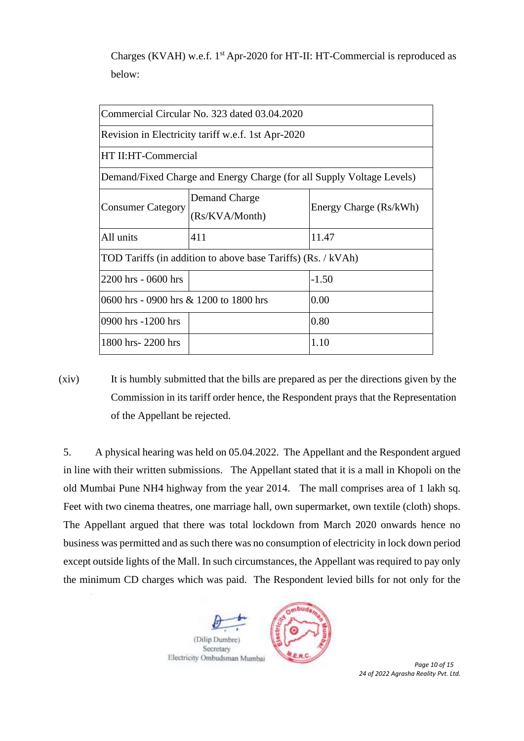Charges (KVAH) w.e.f. 1st Apr-2020 for HT-II: HT-Commercial is reproduced as below:

| Commercial Circular No. 323 dated 03.04.2020 | | |
|---|---|---|
| Revision in Electricity tariff w.e.f. 1st Apr-2020 | | |
| HT II:HT-Commercial | | |
| Demand/Fixed Charge and Energy Charge (for all Supply Voltage Levels) | | |
| Consumer Category | Demand Charge (Rs/KVA/Month) | Energy Charge (Rs/kWh) |
| All units | 411 | 11.47 |
| TOD Tariffs (in addition to above base Tariffs) (Rs. / kVAh) | | |
| 2200 hrs - 0600 hrs | | -1.50 |
| 0600 hrs - 0900 hrs & 1200 to 1800 hrs | | 0.00 |
| 0900 hrs -1200 hrs | | 0.80 |
| 1800 hrs- 2200 hrs | | 1.10 |

(xiv) It is humbly submitted that the bills are prepared as per the directions given by the Commission in its tariff order hence, the Respondent prays that the Representation of the Appellant be rejected.

5. A physical hearing was held on 05.04.2022. The Appellant and the Respondent argued in line with their written submissions. The Appellant stated that it is a mall in Khopoli on the old Mumbai Pune NH4 highway from the year 2014. The mall comprises area of 1 lakh sq. Feet with two cinema theatres, one marriage hall, own supermarket, own textile (cloth) shops. The Appellant argued that there was total lockdown from March 2020 onwards hence no business was permitted and as such there was no consumption of electricity in lock down period except outside lights of the Mall. In such circumstances, the Appellant was required to pay only the minimum CD charges which was paid. The Respondent levied bills for not only for the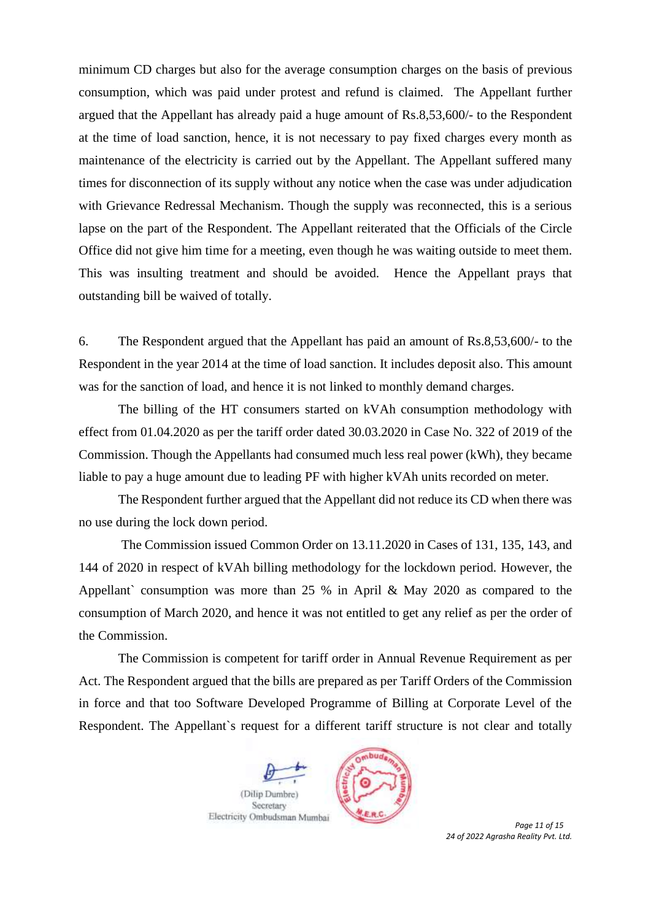minimum CD charges but also for the average consumption charges on the basis of previous consumption, which was paid under protest and refund is claimed. The Appellant further argued that the Appellant has already paid a huge amount of Rs.8,53,600/- to the Respondent at the time of load sanction, hence, it is not necessary to pay fixed charges every month as maintenance of the electricity is carried out by the Appellant. The Appellant suffered many times for disconnection of its supply without any notice when the case was under adjudication with Grievance Redressal Mechanism. Though the supply was reconnected, this is a serious lapse on the part of the Respondent. The Appellant reiterated that the Officials of the Circle Office did not give him time for a meeting, even though he was waiting outside to meet them. This was insulting treatment and should be avoided. Hence the Appellant prays that outstanding bill be waived of totally.

6. The Respondent argued that the Appellant has paid an amount of Rs.8,53,600/- to the Respondent in the year 2014 at the time of load sanction. It includes deposit also. This amount was for the sanction of load, and hence it is not linked to monthly demand charges.

The billing of the HT consumers started on kVAh consumption methodology with effect from 01.04.2020 as per the tariff order dated 30.03.2020 in Case No. 322 of 2019 of the Commission. Though the Appellants had consumed much less real power (kWh), they became liable to pay a huge amount due to leading PF with higher kVAh units recorded on meter.

The Respondent further argued that the Appellant did not reduce its CD when there was no use during the lock down period.

The Commission issued Common Order on 13.11.2020 in Cases of 131, 135, 143, and 144 of 2020 in respect of kVAh billing methodology for the lockdown period. However, the Appellant` consumption was more than 25 % in April & May 2020 as compared to the consumption of March 2020, and hence it was not entitled to get any relief as per the order of the Commission.

The Commission is competent for tariff order in Annual Revenue Requirement as per Act. The Respondent argued that the bills are prepared as per Tariff Orders of the Commission in force and that too Software Developed Programme of Billing at Corporate Level of the Respondent. The Appellant`s request for a different tariff structure is not clear and totally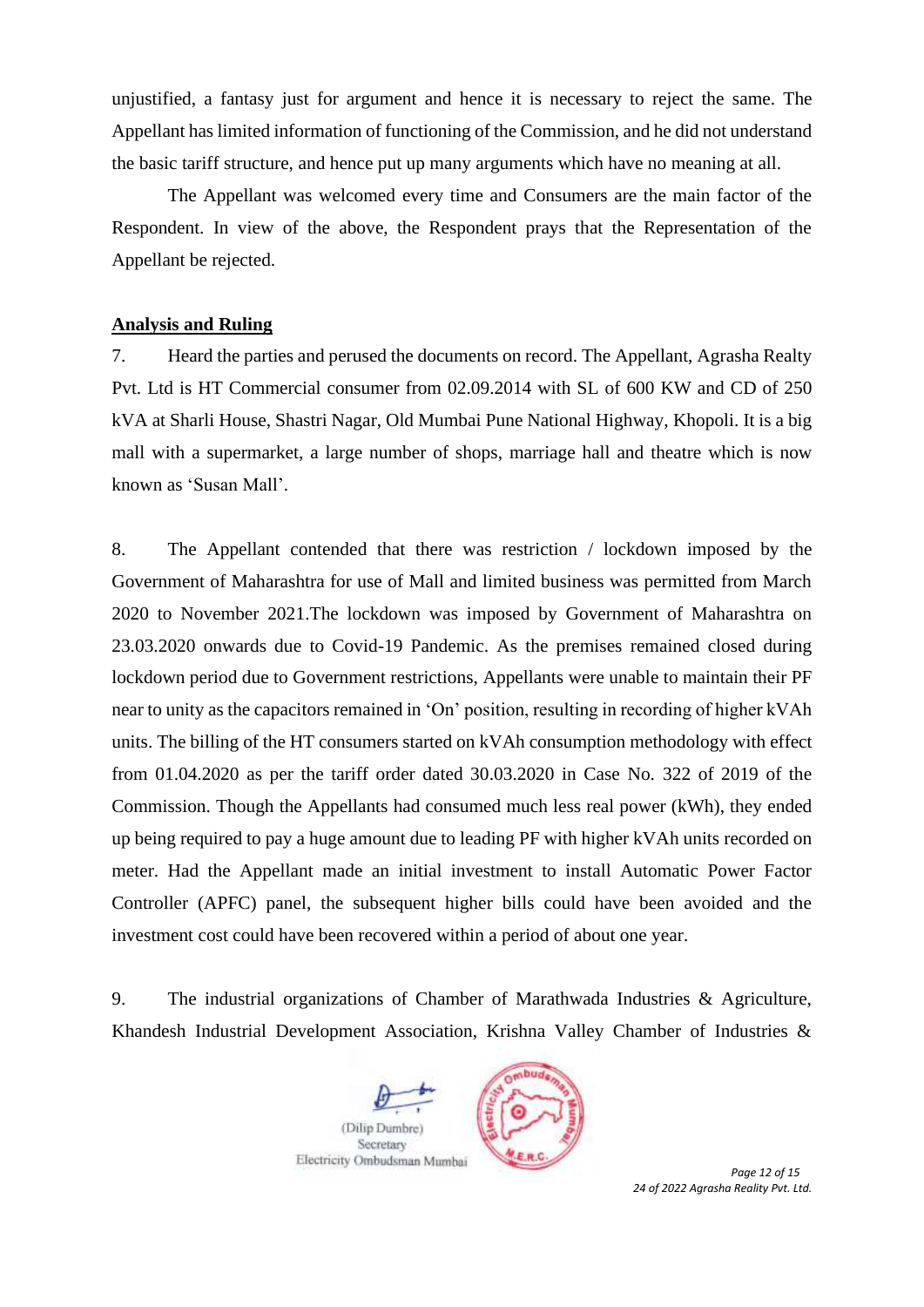unjustified, a fantasy just for argument and hence it is necessary to reject the same. The Appellant has limited information of functioning of the Commission, and he did not understand the basic tariff structure, and hence put up many arguments which have no meaning at all.

The Appellant was welcomed every time and Consumers are the main factor of the Respondent. In view of the above, the Respondent prays that the Representation of the Appellant be rejected.

**Analysis and Ruling**

7. Heard the parties and perused the documents on record. The Appellant, Agrasha Realty Pvt. Ltd is HT Commercial consumer from 02.09.2014 with SL of 600 KW and CD of 250 kVA at Sharli House, Shastri Nagar, Old Mumbai Pune National Highway, Khopoli. It is a big mall with a supermarket, a large number of shops, marriage hall and theatre which is now known as 'Susan Mall'.

8. The Appellant contended that there was restriction / lockdown imposed by the Government of Maharashtra for use of Mall and limited business was permitted from March 2020 to November 2021.The lockdown was imposed by Government of Maharashtra on 23.03.2020 onwards due to Covid-19 Pandemic. As the premises remained closed during lockdown period due to Government restrictions, Appellants were unable to maintain their PF near to unity as the capacitors remained in 'On' position, resulting in recording of higher kVAh units. The billing of the HT consumers started on kVAh consumption methodology with effect from 01.04.2020 as per the tariff order dated 30.03.2020 in Case No. 322 of 2019 of the Commission. Though the Appellants had consumed much less real power (kWh), they ended up being required to pay a huge amount due to leading PF with higher kVAh units recorded on meter. Had the Appellant made an initial investment to install Automatic Power Factor Controller (APFC) panel, the subsequent higher bills could have been avoided and the investment cost could have been recovered within a period of about one year.

9. The industrial organizations of Chamber of Marathwada Industries & Agriculture, Khandesh Industrial Development Association, Krishna Valley Chamber of Industries &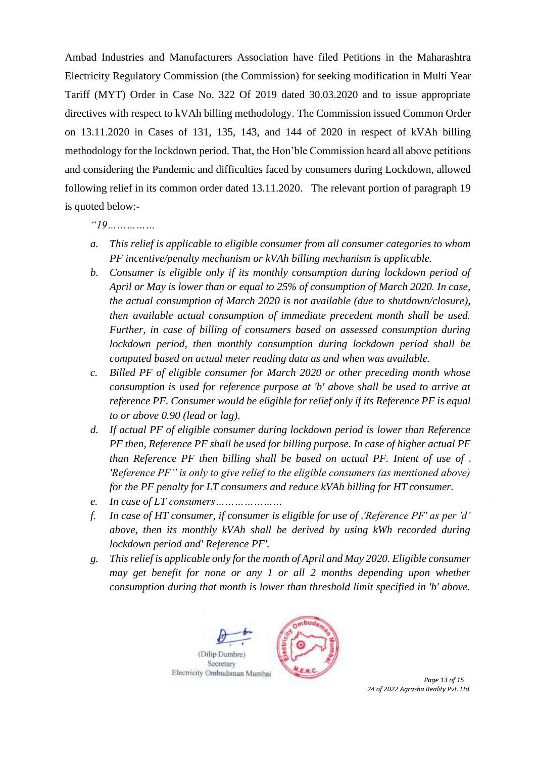Ambad Industries and Manufacturers Association have filed Petitions in the Maharashtra Electricity Regulatory Commission (the Commission) for seeking modification in Multi Year Tariff (MYT) Order in Case No. 322 Of 2019 dated 30.03.2020 and to issue appropriate directives with respect to kVAh billing methodology. The Commission issued Common Order on 13.11.2020 in Cases of 131, 135, 143, and 144 of 2020 in respect of kVAh billing methodology for the lockdown period. That, the Hon'ble Commission heard all above petitions and considering the Pandemic and difficulties faced by consumers during Lockdown, allowed following relief in its common order dated 13.11.2020. The relevant portion of paragraph 19 is quoted below:-

> *"19……………*
>
> a. *This relief is applicable to eligible consumer from all consumer categories to whom PF incentive/penalty mechanism or kVAh billing mechanism is applicable.*
>
> b. *Consumer is eligible only if its monthly consumption during lockdown period of April or May is lower than or equal to 25% of consumption of March 2020. In case, the actual consumption of March 2020 is not available (due to shutdown/closure), then available actual consumption of immediate precedent month shall be used. Further, in case of billing of consumers based on assessed consumption during lockdown period, then monthly consumption during lockdown period shall be computed based on actual meter reading data as and when was available.*
>
> c. *Billed PF of eligible consumer for March 2020 or other preceding month whose consumption is used for reference purpose at 'b' above shall be used to arrive at reference PF. Consumer would be eligible for relief only if its Reference PF is equal to or above 0.90 (lead or lag).*
>
> d. *If actual PF of eligible consumer during lockdown period is lower than Reference PF then, Reference PF shall be used for billing purpose. In case of higher actual PF than Reference PF then billing shall be based on actual PF. Intent of use of 'Reference PF'' is only to give relief to the eligible consumers (as mentioned above) for the PF penalty for LT consumers and reduce kVAh billing for HT consumer.*
>
> e. *In case of LT consumers…………………*
>
> f. *In case of HT consumer, if consumer is eligible for use of 'Reference PF' as per 'd' above, then its monthly kVAh shall be derived by using kWh recorded during lockdown period and' Reference PF'.*
>
> g. *This relief is applicable only for the month of April and May 2020. Eligible consumer may get benefit for none or any 1 or all 2 months depending upon whether consumption during that month is lower than threshold limit specified in 'b' above.*

(Dilip Dumbre)
Secretary
Electricity Ombudsman Mumbai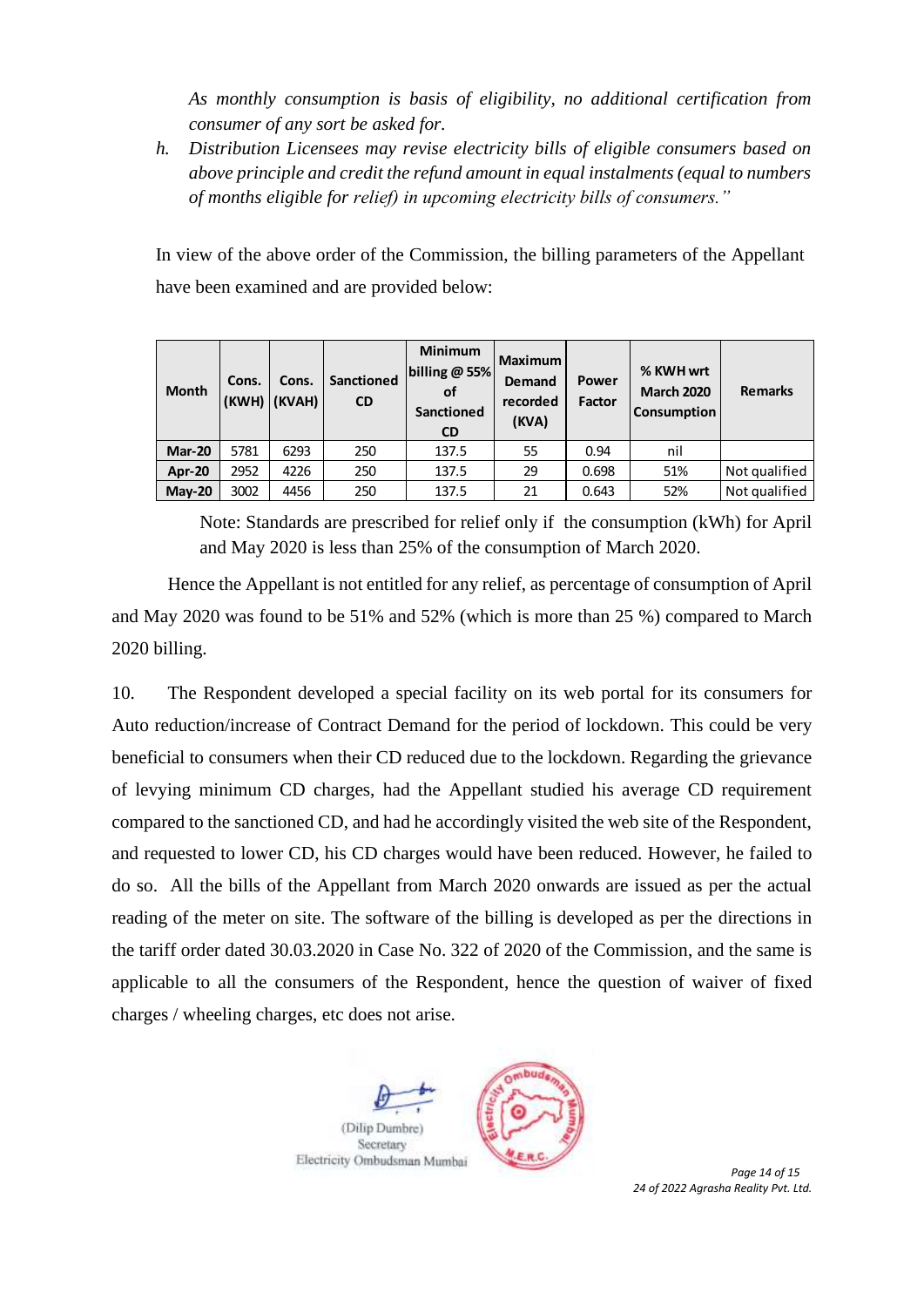*As monthly consumption is basis of eligibility, no additional certification from consumer of any sort be asked for.*

h. *Distribution Licensees may revise electricity bills of eligible consumers based on above principle and credit the refund amount in equal instalments (equal to numbers of months eligible for relief) in upcoming electricity bills of consumers."*

In view of the above order of the Commission, the billing parameters of the Appellant have been examined and are provided below:

| Month | Cons. (KWH) | Cons. (KVAH) | Sanctioned CD | Minimum billing @ 55% of Sanctioned CD | Maximum Demand recorded (KVA) | Power Factor | % KWH wrt March 2020 Consumption | Remarks |
|---|---|---|---|---|---|---|---|---|
| **Mar-20** | 5781 | 6293 | 250 | 137.5 | 55 | 0.94 | nil | |
| **Apr-20** | 2952 | 4226 | 250 | 137.5 | 29 | 0.698 | 51% | Not qualified |
| **May-20** | 3002 | 4456 | 250 | 137.5 | 21 | 0.643 | 52% | Not qualified |

Note: Standards are prescribed for relief only if the consumption (kWh) for April and May 2020 is less than 25% of the consumption of March 2020.

Hence the Appellant is not entitled for any relief, as percentage of consumption of April and May 2020 was found to be 51% and 52% (which is more than 25 %) compared to March 2020 billing.

10. The Respondent developed a special facility on its web portal for its consumers for Auto reduction/increase of Contract Demand for the period of lockdown. This could be very beneficial to consumers when their CD reduced due to the lockdown. Regarding the grievance of levying minimum CD charges, had the Appellant studied his average CD requirement compared to the sanctioned CD, and had he accordingly visited the web site of the Respondent, and requested to lower CD, his CD charges would have been reduced. However, he failed to do so. All the bills of the Appellant from March 2020 onwards are issued as per the actual reading of the meter on site. The software of the billing is developed as per the directions in the tariff order dated 30.03.2020 in Case No. 322 of 2020 of the Commission, and the same is applicable to all the consumers of the Respondent, hence the question of waiver of fixed charges / wheeling charges, etc does not arise.

(Dilip Dumbre)
Secretary
Electricity Ombudsman Mumbai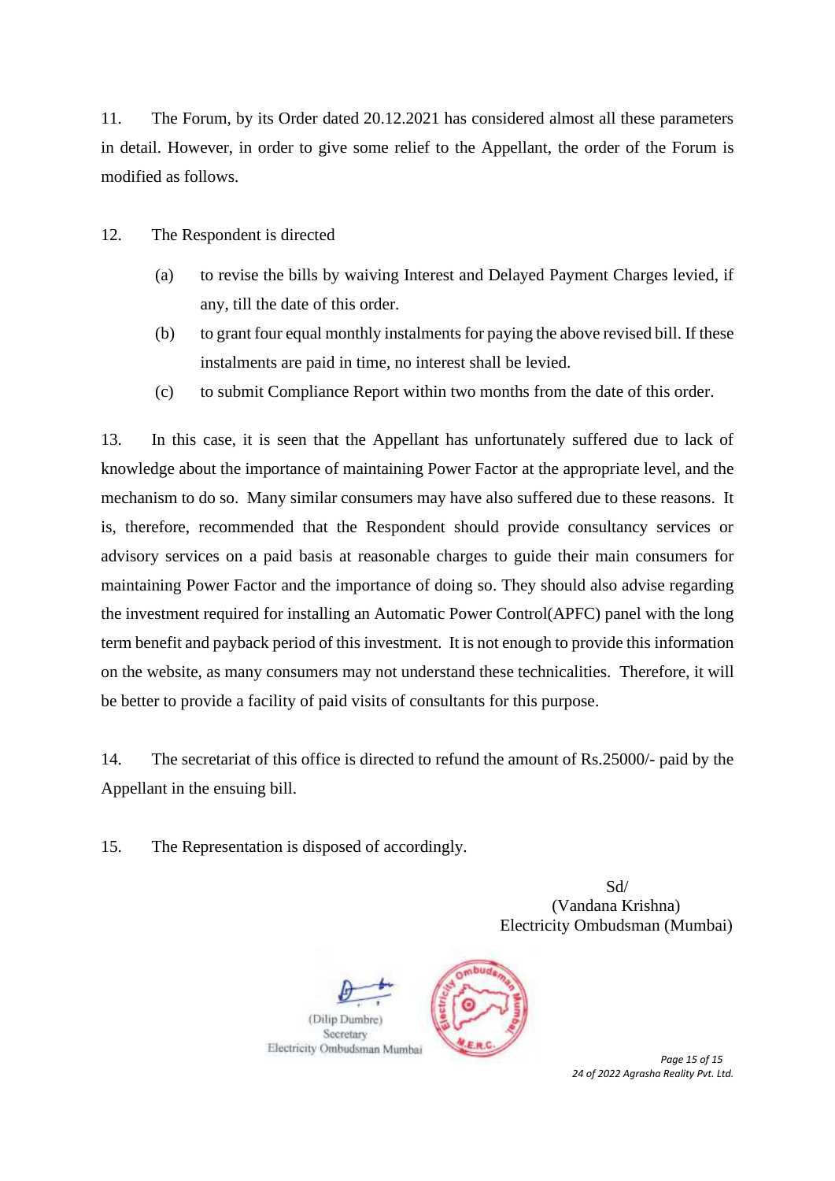11. The Forum, by its Order dated 20.12.2021 has considered almost all these parameters in detail. However, in order to give some relief to the Appellant, the order of the Forum is modified as follows.

12. The Respondent is directed

   (a) to revise the bills by waiving Interest and Delayed Payment Charges levied, if any, till the date of this order.

   (b) to grant four equal monthly instalments for paying the above revised bill. If these instalments are paid in time, no interest shall be levied.

   (c) to submit Compliance Report within two months from the date of this order.

13. In this case, it is seen that the Appellant has unfortunately suffered due to lack of knowledge about the importance of maintaining Power Factor at the appropriate level, and the mechanism to do so. Many similar consumers may have also suffered due to these reasons. It is, therefore, recommended that the Respondent should provide consultancy services or advisory services on a paid basis at reasonable charges to guide their main consumers for maintaining Power Factor and the importance of doing so. They should also advise regarding the investment required for installing an Automatic Power Control(APFC) panel with the long term benefit and payback period of this investment. It is not enough to provide this information on the website, as many consumers may not understand these technicalities. Therefore, it will be better to provide a facility of paid visits of consultants for this purpose.

14. The secretariat of this office is directed to refund the amount of Rs.25000/- paid by the Appellant in the ensuing bill.

15. The Representation is disposed of accordingly.

Sd/
(Vandana Krishna)
Electricity Ombudsman (Mumbai)

(Dilip Dumbre)
Secretary
Electricity Ombudsman Mumbai

24 of 2022 Agrasha Reality Pvt. Ltd.